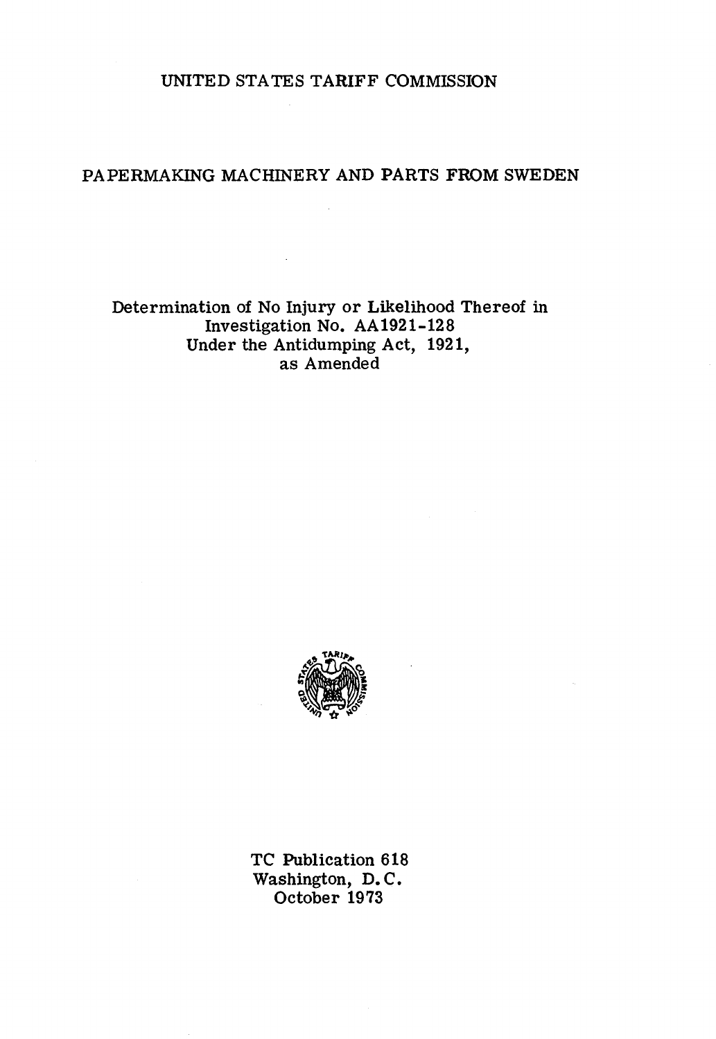# UNITED STATES TARIFF COMMISSION

## PAPERMAKING MACHINERY AND PARTS FROM SWEDEN

Determination of No Injury or Likelihood Thereof in
Investigation No. AA1921-128
Under the Antidumping Act, 1921,
as Amended

TC Publication 618
Washington, D.C.
October 1973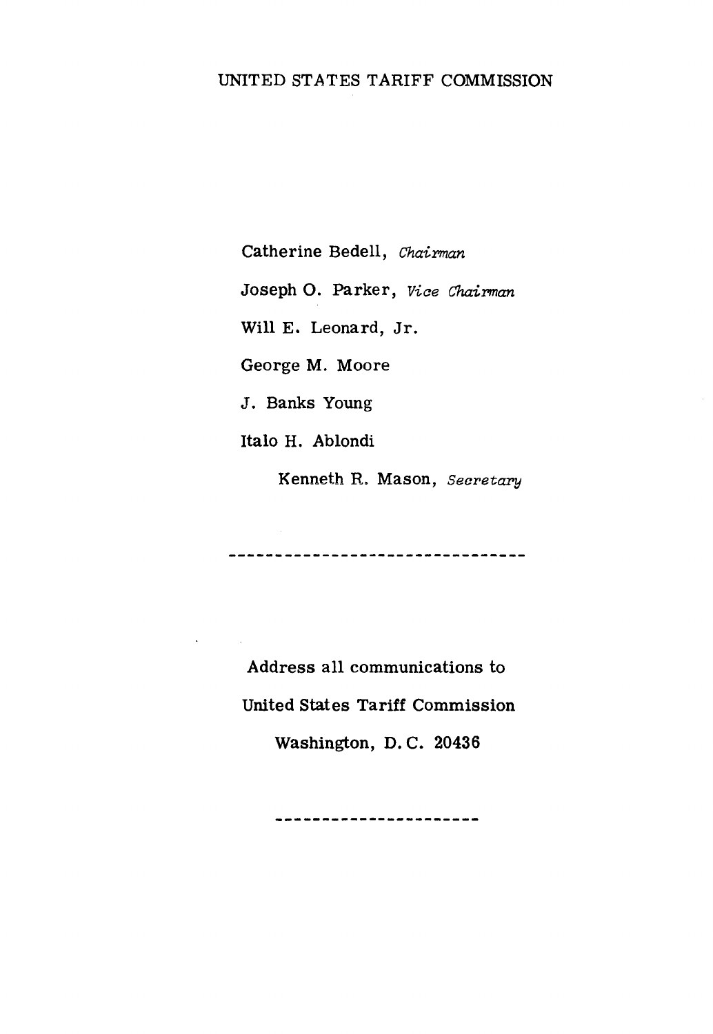UNITED STATES TARIFF COMMISSION

Catherine Bedell, *Chairman*

Joseph O. Parker, *Vice Chairman*

Will E. Leonard, Jr.

George M. Moore

J. Banks Young

Italo H. Ablondi

Kenneth R. Mason, *Secretary*

---

Address all communications to

United States Tariff Commission

Washington, D. C. 20436

---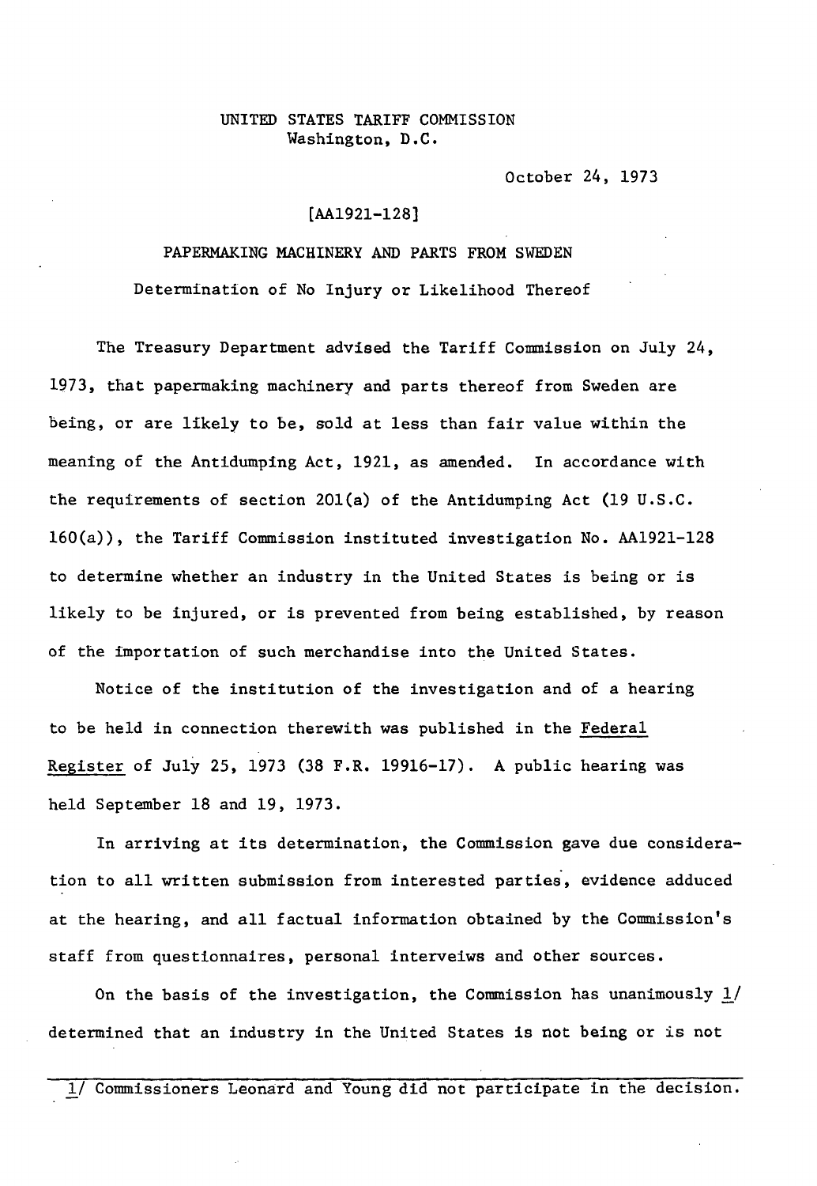UNITED STATES TARIFF COMMISSION
Washington, D.C.

October 24, 1973

[AA1921-128]

PAPERMAKING MACHINERY AND PARTS FROM SWEDEN

Determination of No Injury or Likelihood Thereof

The Treasury Department advised the Tariff Commission on July 24, 1973, that papermaking machinery and parts thereof from Sweden are being, or are likely to be, sold at less than fair value within the meaning of the Antidumping Act, 1921, as amended. In accordance with the requirements of section 201(a) of the Antidumping Act (19 U.S.C. 160(a)), the Tariff Commission instituted investigation No. AA1921-128 to determine whether an industry in the United States is being or is likely to be injured, or is prevented from being established, by reason of the importation of such merchandise into the United States.

Notice of the institution of the investigation and of a hearing to be held in connection therewith was published in the Federal Register of July 25, 1973 (38 F.R. 19916-17). A public hearing was held September 18 and 19, 1973.

In arriving at its determination, the Commission gave due consideration to all written submission from interested parties, evidence adduced at the hearing, and all factual information obtained by the Commission's staff from questionnaires, personal interveiws and other sources.

On the basis of the investigation, the Commission has unanimously 1/ determined that an industry in the United States is not being or is not

1/ Commissioners Leonard and Young did not participate in the decision.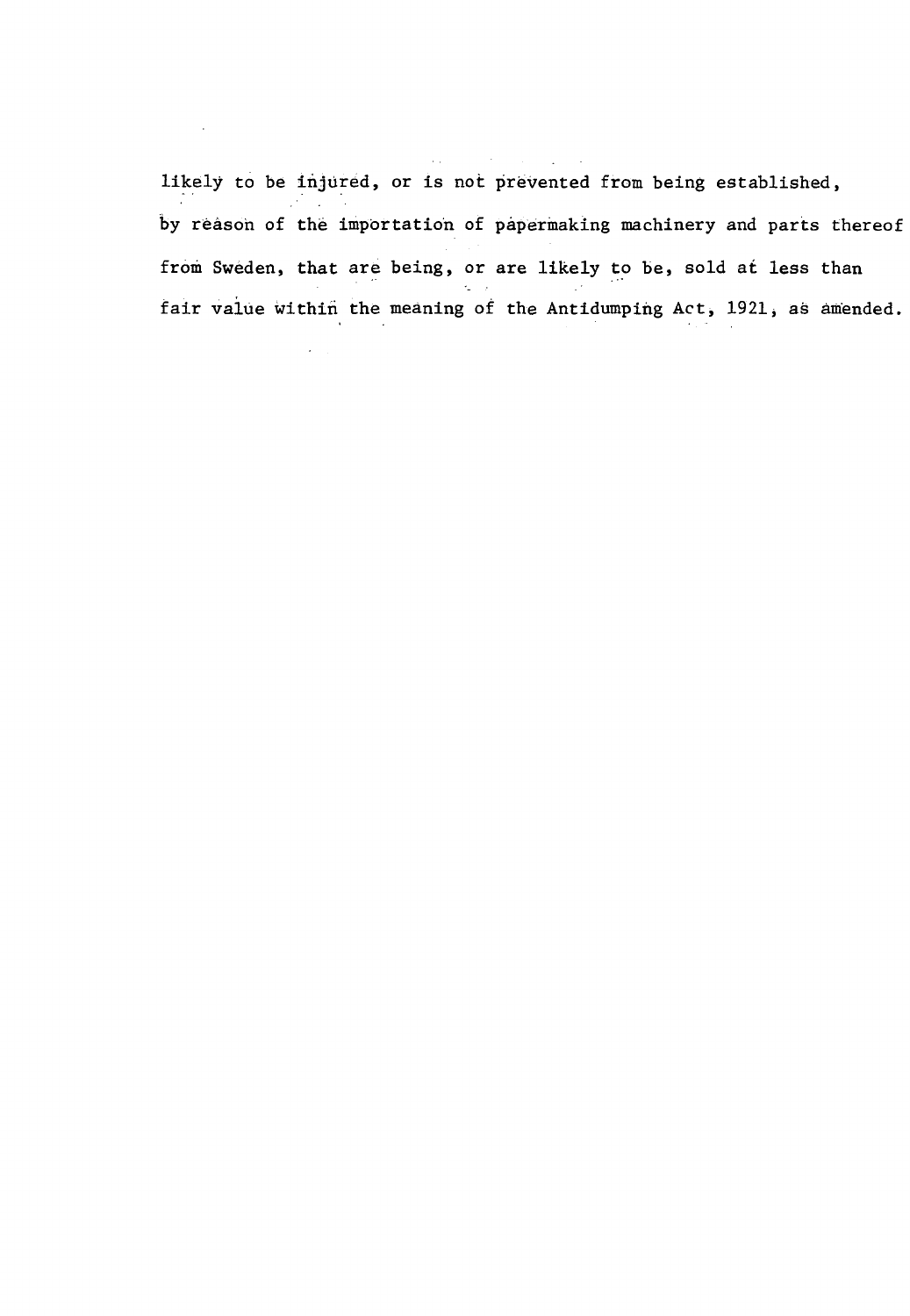likely to be injured, or is not prevented from being established, by reason of the importation of papermaking machinery and parts thereof from Sweden, that are being, or are likely to be, sold at less than fair value within the meaning of the Antidumping Act, 1921, as amended.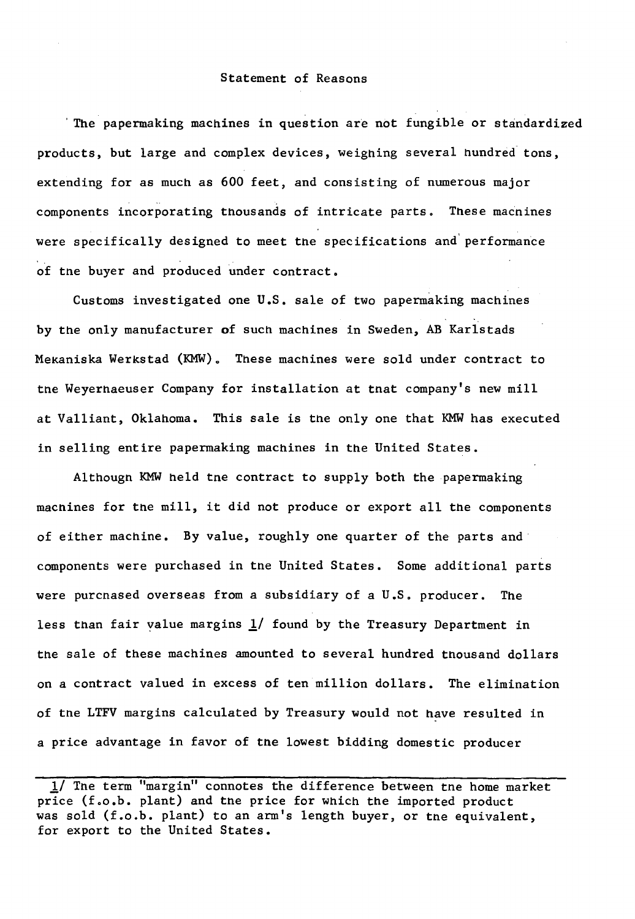## Statement of Reasons

The papermaking machines in question are not fungible or standardized products, but large and complex devices, weighing several hundred tons, extending for as much as 600 feet, and consisting of numerous major components incorporating thousands of intricate parts. These machines were specifically designed to meet the specifications and performance of the buyer and produced under contract.

Customs investigated one U.S. sale of two papermaking machines by the only manufacturer of such machines in Sweden, AB Karlstads Mekaniska Werkstad (KMW). These machines were sold under contract to the Weyerhaeuser Company for installation at that company's new mill at Valliant, Oklahoma. This sale is the only one that KMW has executed in selling entire papermaking machines in the United States.

Although KMW held the contract to supply both the papermaking machines for the mill, it did not produce or export all the components of either machine. By value, roughly one quarter of the parts and components were purchased in the United States. Some additional parts were purchased overseas from a subsidiary of a U.S. producer. The less than fair value margins [1] found by the Treasury Department in the sale of these machines amounted to several hundred thousand dollars on a contract valued in excess of ten million dollars. The elimination of the LTFV margins calculated by Treasury would not have resulted in a price advantage in favor of the lowest bidding domestic producer

---

[1] The term "margin" connotes the difference between the home market price (f.o.b. plant) and the price for which the imported product was sold (f.o.b. plant) to an arm's length buyer, or the equivalent, for export to the United States.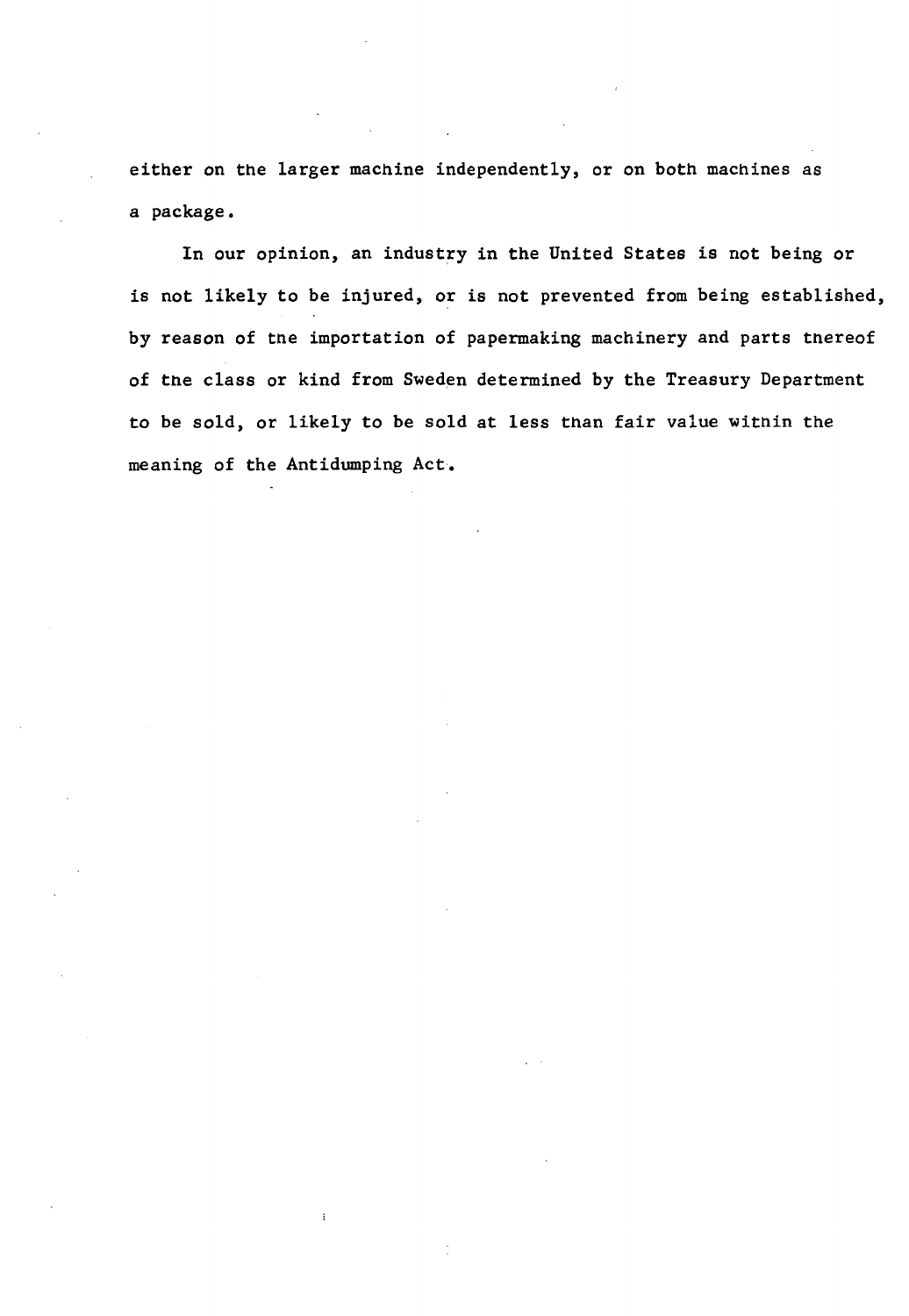either on the larger machine independently, or on both machines as a package.

In our opinion, an industry in the United States is not being or is not likely to be injured, or is not prevented from being established, by reason of the importation of papermaking machinery and parts thereof of the class or kind from Sweden determined by the Treasury Department to be sold, or likely to be sold at less than fair value within the meaning of the Antidumping Act.